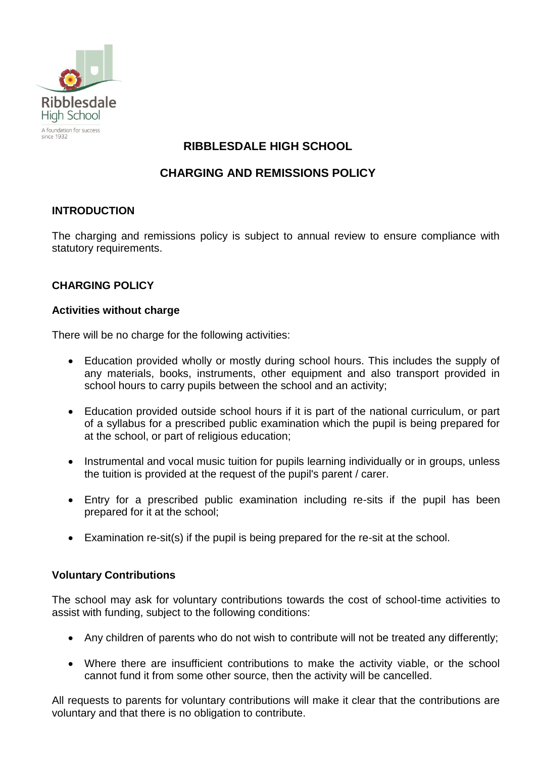Ribblesdale High School

A foundation for success since 1932

# RIBBLESDALE HIGH SCHOOL

## CHARGING AND REMISSIONS POLICY

### INTRODUCTION

The charging and remissions policy is subject to annual review to ensure compliance with statutory requirements.

### CHARGING POLICY

#### Activities without charge

There will be no charge for the following activities:

- Education provided wholly or mostly during school hours. This includes the supply of any materials, books, instruments, other equipment and also transport provided in school hours to carry pupils between the school and an activity;
- Education provided outside school hours if it is part of the national curriculum, or part of a syllabus for a prescribed public examination which the pupil is being prepared for at the school, or part of religious education;
- Instrumental and vocal music tuition for pupils learning individually or in groups, unless the tuition is provided at the request of the pupil's parent / carer.
- Entry for a prescribed public examination including re-sits if the pupil has been prepared for it at the school;
- Examination re-sit(s) if the pupil is being prepared for the re-sit at the school.

#### Voluntary Contributions

The school may ask for voluntary contributions towards the cost of school-time activities to assist with funding, subject to the following conditions:

- Any children of parents who do not wish to contribute will not be treated any differently;
- Where there are insufficient contributions to make the activity viable, or the school cannot fund it from some other source, then the activity will be cancelled.

All requests to parents for voluntary contributions will make it clear that the contributions are voluntary and that there is no obligation to contribute.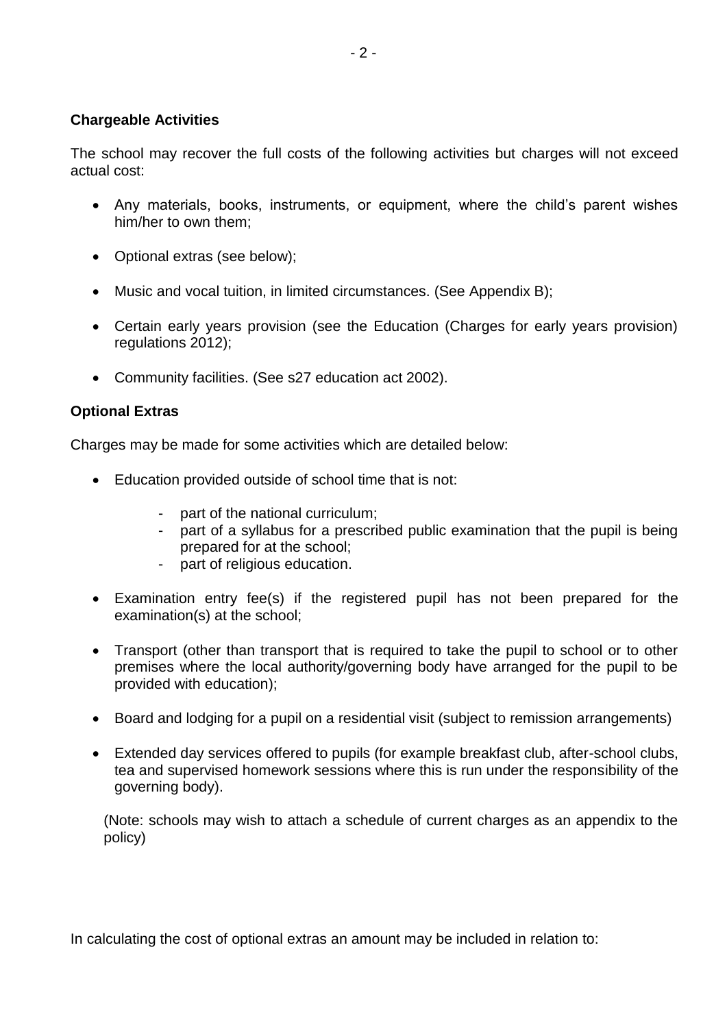### Chargeable Activities

The school may recover the full costs of the following activities but charges will not exceed actual cost:

- Any materials, books, instruments, or equipment, where the child's parent wishes him/her to own them;
- Optional extras (see below);
- Music and vocal tuition, in limited circumstances. (See Appendix B);
- Certain early years provision (see the Education (Charges for early years provision) regulations 2012);
- Community facilities. (See s27 education act 2002).

### Optional Extras

Charges may be made for some activities which are detailed below:

- Education provided outside of school time that is not:
  - part of the national curriculum;
  - part of a syllabus for a prescribed public examination that the pupil is being prepared for at the school;
  - part of religious education.
- Examination entry fee(s) if the registered pupil has not been prepared for the examination(s) at the school;
- Transport (other than transport that is required to take the pupil to school or to other premises where the local authority/governing body have arranged for the pupil to be provided with education);
- Board and lodging for a pupil on a residential visit (subject to remission arrangements)
- Extended day services offered to pupils (for example breakfast club, after-school clubs, tea and supervised homework sessions where this is run under the responsibility of the governing body).

  (Note: schools may wish to attach a schedule of current charges as an appendix to the policy)

In calculating the cost of optional extras an amount may be included in relation to: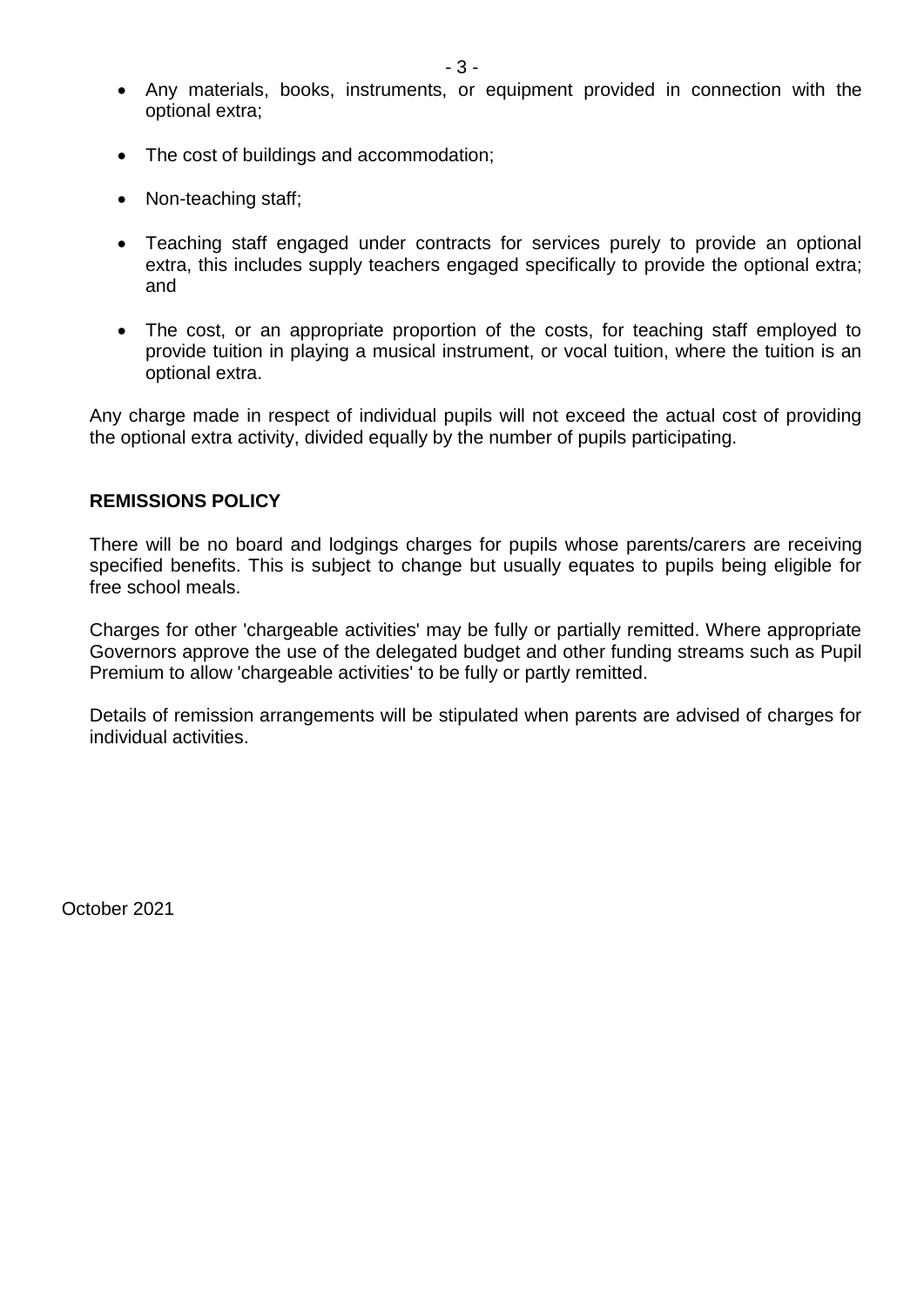- Any materials, books, instruments, or equipment provided in connection with the optional extra;

- The cost of buildings and accommodation;

- Non-teaching staff;

- Teaching staff engaged under contracts for services purely to provide an optional extra, this includes supply teachers engaged specifically to provide the optional extra; and

- The cost, or an appropriate proportion of the costs, for teaching staff employed to provide tuition in playing a musical instrument, or vocal tuition, where the tuition is an optional extra.

Any charge made in respect of individual pupils will not exceed the actual cost of providing the optional extra activity, divided equally by the number of pupils participating.

## REMISSIONS POLICY

There will be no board and lodgings charges for pupils whose parents/carers are receiving specified benefits. This is subject to change but usually equates to pupils being eligible for free school meals.

Charges for other 'chargeable activities' may be fully or partially remitted. Where appropriate Governors approve the use of the delegated budget and other funding streams such as Pupil Premium to allow 'chargeable activities' to be fully or partly remitted.

Details of remission arrangements will be stipulated when parents are advised of charges for individual activities.

October 2021